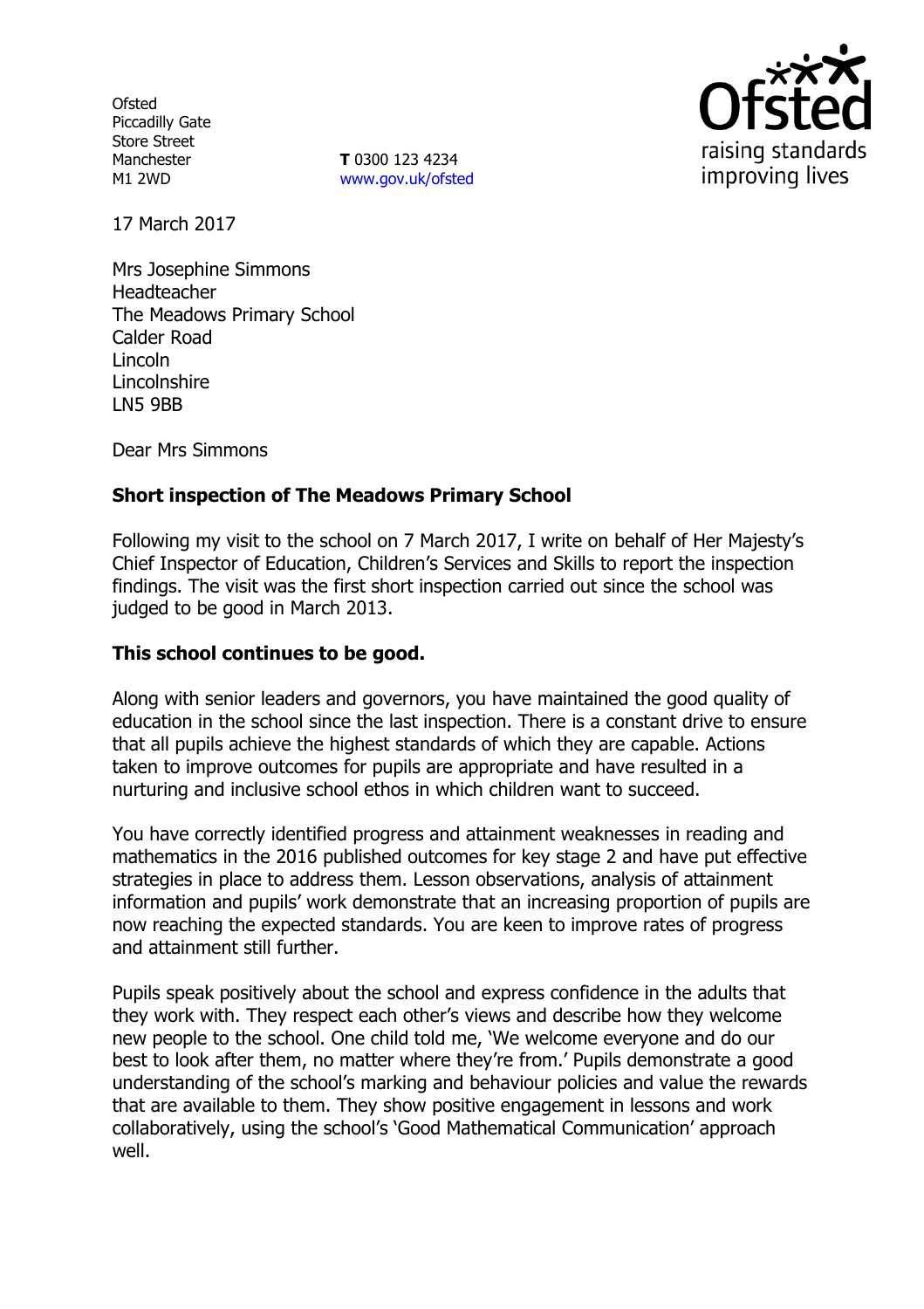Ofsted
Piccadilly Gate
Store Street
Manchester
M1 2WD

**T** 0300 123 4234
www.gov.uk/ofsted

17 March 2017

Mrs Josephine Simmons
Headteacher
The Meadows Primary School
Calder Road
Lincoln
Lincolnshire
LN5 9BB

Dear Mrs Simmons

**Short inspection of The Meadows Primary School**

Following my visit to the school on 7 March 2017, I write on behalf of Her Majesty's Chief Inspector of Education, Children's Services and Skills to report the inspection findings. The visit was the first short inspection carried out since the school was judged to be good in March 2013.

**This school continues to be good.**

Along with senior leaders and governors, you have maintained the good quality of education in the school since the last inspection. There is a constant drive to ensure that all pupils achieve the highest standards of which they are capable. Actions taken to improve outcomes for pupils are appropriate and have resulted in a nurturing and inclusive school ethos in which children want to succeed.

You have correctly identified progress and attainment weaknesses in reading and mathematics in the 2016 published outcomes for key stage 2 and have put effective strategies in place to address them. Lesson observations, analysis of attainment information and pupils' work demonstrate that an increasing proportion of pupils are now reaching the expected standards. You are keen to improve rates of progress and attainment still further.

Pupils speak positively about the school and express confidence in the adults that they work with. They respect each other's views and describe how they welcome new people to the school. One child told me, 'We welcome everyone and do our best to look after them, no matter where they're from.' Pupils demonstrate a good understanding of the school's marking and behaviour policies and value the rewards that are available to them. They show positive engagement in lessons and work collaboratively, using the school's 'Good Mathematical Communication' approach well.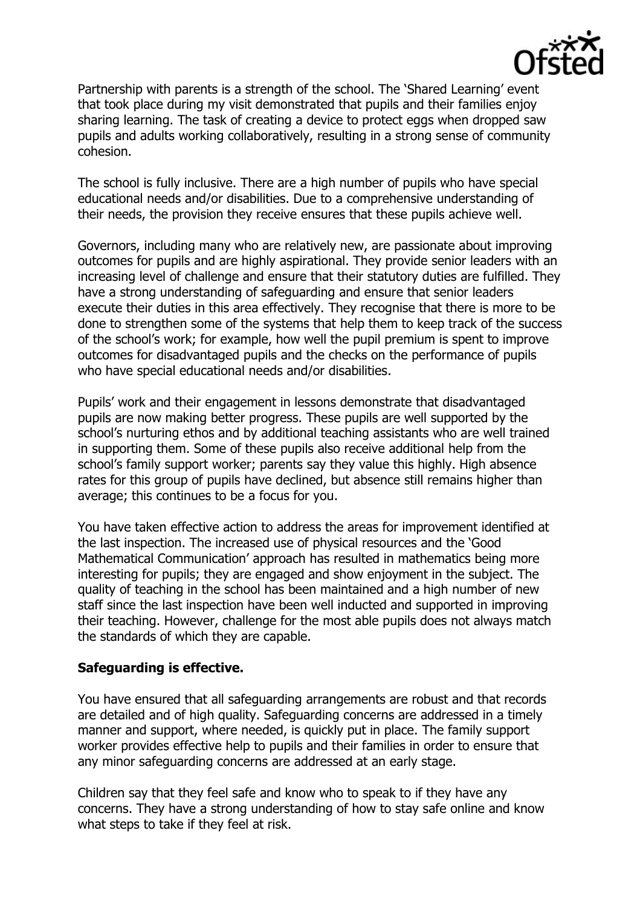Partnership with parents is a strength of the school. The 'Shared Learning' event that took place during my visit demonstrated that pupils and their families enjoy sharing learning. The task of creating a device to protect eggs when dropped saw pupils and adults working collaboratively, resulting in a strong sense of community cohesion.

The school is fully inclusive. There are a high number of pupils who have special educational needs and/or disabilities. Due to a comprehensive understanding of their needs, the provision they receive ensures that these pupils achieve well.

Governors, including many who are relatively new, are passionate about improving outcomes for pupils and are highly aspirational. They provide senior leaders with an increasing level of challenge and ensure that their statutory duties are fulfilled. They have a strong understanding of safeguarding and ensure that senior leaders execute their duties in this area effectively. They recognise that there is more to be done to strengthen some of the systems that help them to keep track of the success of the school's work; for example, how well the pupil premium is spent to improve outcomes for disadvantaged pupils and the checks on the performance of pupils who have special educational needs and/or disabilities.

Pupils' work and their engagement in lessons demonstrate that disadvantaged pupils are now making better progress. These pupils are well supported by the school's nurturing ethos and by additional teaching assistants who are well trained in supporting them. Some of these pupils also receive additional help from the school's family support worker; parents say they value this highly. High absence rates for this group of pupils have declined, but absence still remains higher than average; this continues to be a focus for you.

You have taken effective action to address the areas for improvement identified at the last inspection. The increased use of physical resources and the 'Good Mathematical Communication' approach has resulted in mathematics being more interesting for pupils; they are engaged and show enjoyment in the subject. The quality of teaching in the school has been maintained and a high number of new staff since the last inspection have been well inducted and supported in improving their teaching. However, challenge for the most able pupils does not always match the standards of which they are capable.

**Safeguarding is effective.**

You have ensured that all safeguarding arrangements are robust and that records are detailed and of high quality. Safeguarding concerns are addressed in a timely manner and support, where needed, is quickly put in place. The family support worker provides effective help to pupils and their families in order to ensure that any minor safeguarding concerns are addressed at an early stage.

Children say that they feel safe and know who to speak to if they have any concerns. They have a strong understanding of how to stay safe online and know what steps to take if they feel at risk.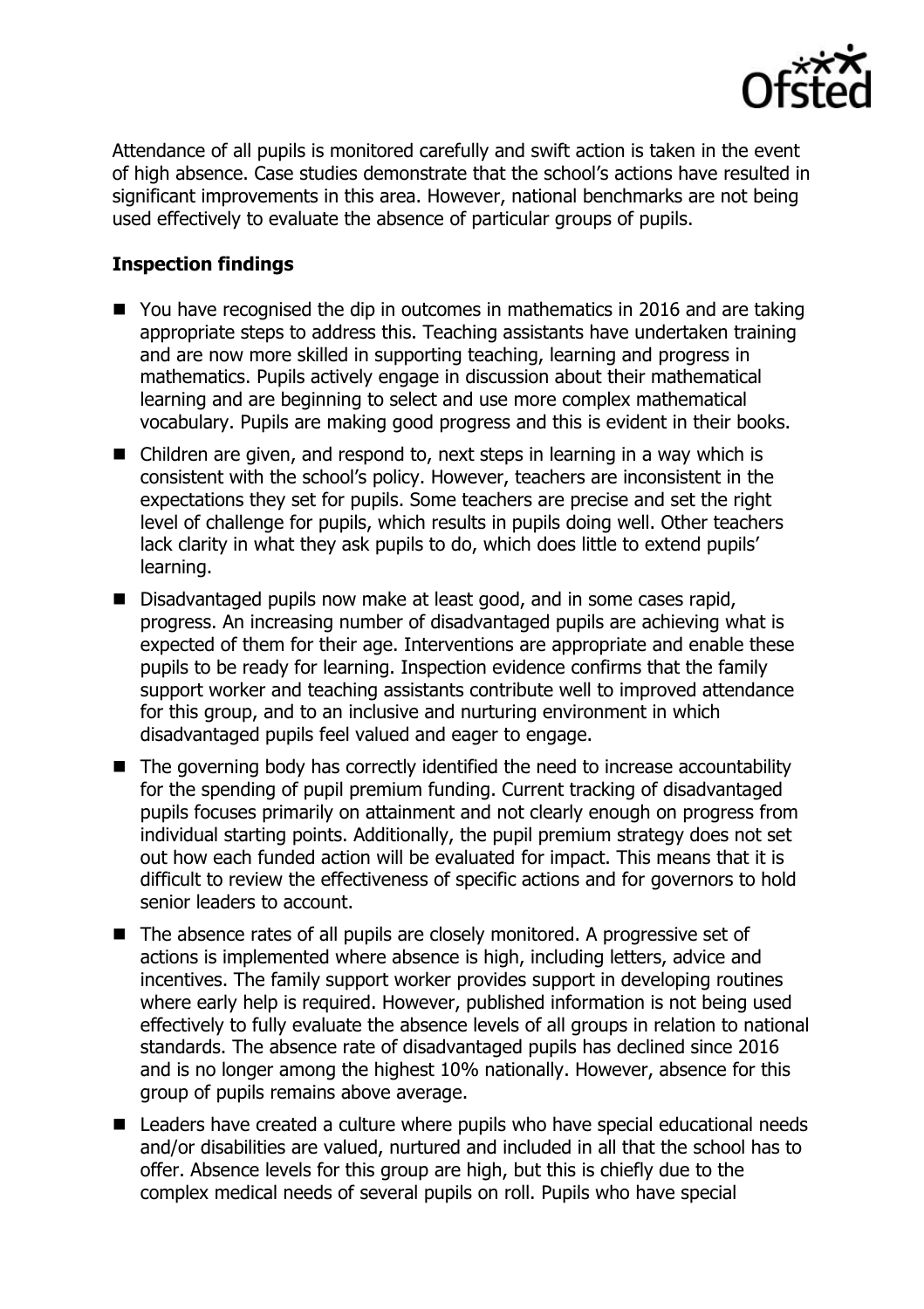Attendance of all pupils is monitored carefully and swift action is taken in the event of high absence. Case studies demonstrate that the school's actions have resulted in significant improvements in this area. However, national benchmarks are not being used effectively to evaluate the absence of particular groups of pupils.

**Inspection findings**

- You have recognised the dip in outcomes in mathematics in 2016 and are taking appropriate steps to address this. Teaching assistants have undertaken training and are now more skilled in supporting teaching, learning and progress in mathematics. Pupils actively engage in discussion about their mathematical learning and are beginning to select and use more complex mathematical vocabulary. Pupils are making good progress and this is evident in their books.
- Children are given, and respond to, next steps in learning in a way which is consistent with the school's policy. However, teachers are inconsistent in the expectations they set for pupils. Some teachers are precise and set the right level of challenge for pupils, which results in pupils doing well. Other teachers lack clarity in what they ask pupils to do, which does little to extend pupils' learning.
- Disadvantaged pupils now make at least good, and in some cases rapid, progress. An increasing number of disadvantaged pupils are achieving what is expected of them for their age. Interventions are appropriate and enable these pupils to be ready for learning. Inspection evidence confirms that the family support worker and teaching assistants contribute well to improved attendance for this group, and to an inclusive and nurturing environment in which disadvantaged pupils feel valued and eager to engage.
- The governing body has correctly identified the need to increase accountability for the spending of pupil premium funding. Current tracking of disadvantaged pupils focuses primarily on attainment and not clearly enough on progress from individual starting points. Additionally, the pupil premium strategy does not set out how each funded action will be evaluated for impact. This means that it is difficult to review the effectiveness of specific actions and for governors to hold senior leaders to account.
- The absence rates of all pupils are closely monitored. A progressive set of actions is implemented where absence is high, including letters, advice and incentives. The family support worker provides support in developing routines where early help is required. However, published information is not being used effectively to fully evaluate the absence levels of all groups in relation to national standards. The absence rate of disadvantaged pupils has declined since 2016 and is no longer among the highest 10% nationally. However, absence for this group of pupils remains above average.
- Leaders have created a culture where pupils who have special educational needs and/or disabilities are valued, nurtured and included in all that the school has to offer. Absence levels for this group are high, but this is chiefly due to the complex medical needs of several pupils on roll. Pupils who have special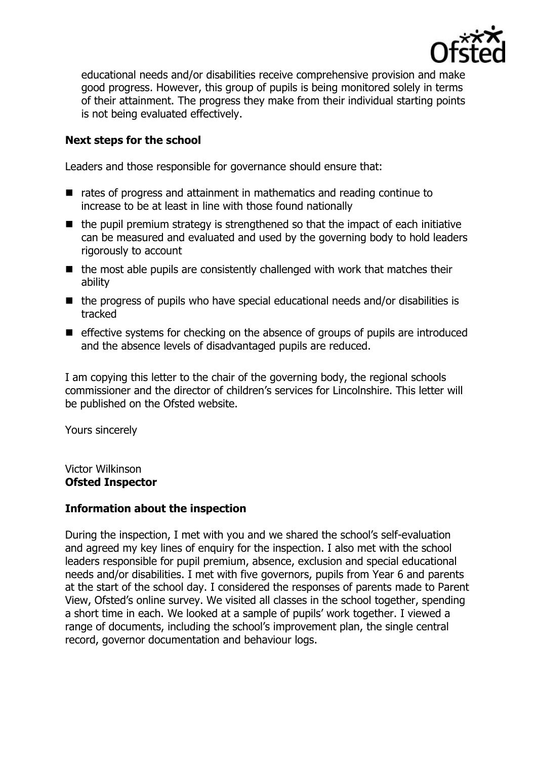educational needs and/or disabilities receive comprehensive provision and make good progress. However, this group of pupils is being monitored solely in terms of their attainment. The progress they make from their individual starting points is not being evaluated effectively.

**Next steps for the school**

Leaders and those responsible for governance should ensure that:

- rates of progress and attainment in mathematics and reading continue to increase to be at least in line with those found nationally
- the pupil premium strategy is strengthened so that the impact of each initiative can be measured and evaluated and used by the governing body to hold leaders rigorously to account
- the most able pupils are consistently challenged with work that matches their ability
- the progress of pupils who have special educational needs and/or disabilities is tracked
- effective systems for checking on the absence of groups of pupils are introduced and the absence levels of disadvantaged pupils are reduced.

I am copying this letter to the chair of the governing body, the regional schools commissioner and the director of children's services for Lincolnshire. This letter will be published on the Ofsted website.

Yours sincerely

Victor Wilkinson
**Ofsted Inspector**

**Information about the inspection**

During the inspection, I met with you and we shared the school's self-evaluation and agreed my key lines of enquiry for the inspection. I also met with the school leaders responsible for pupil premium, absence, exclusion and special educational needs and/or disabilities. I met with five governors, pupils from Year 6 and parents at the start of the school day. I considered the responses of parents made to Parent View, Ofsted's online survey. We visited all classes in the school together, spending a short time in each. We looked at a sample of pupils' work together. I viewed a range of documents, including the school's improvement plan, the single central record, governor documentation and behaviour logs.